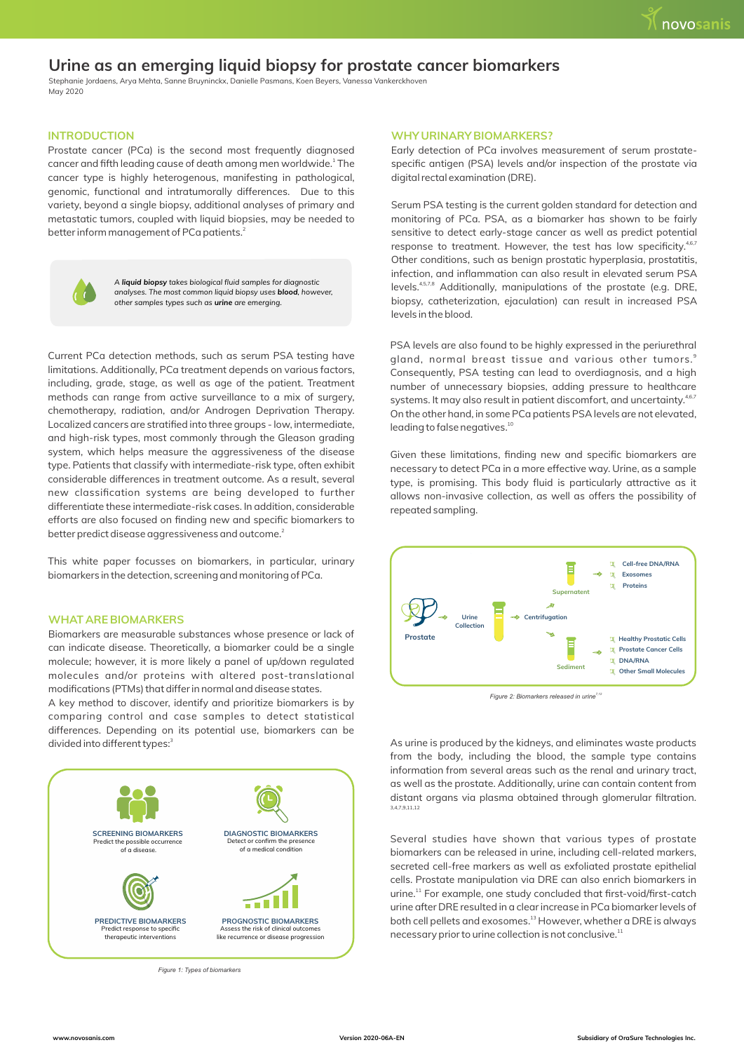# Urine as an emerging liquid biopsy for prostate cancer biomarkers

Stephanie Jordaens, Arya Mehta, Sanne Bruyninckx, Danielle Pasmans, Koen Beyers, Vanessa Vankerckhoven
May 2020

## INTRODUCTION

Prostate cancer (PCa) is the second most frequently diagnosed cancer and fifth leading cause of death among men worldwide.[1] The cancer type is highly heterogenous, manifesting in pathological, genomic, functional and intratumorally differences. Due to this variety, beyond a single biopsy, additional analyses of primary and metastatic tumors, coupled with liquid biopsies, may be needed to better inform management of PCa patients.[2]

*A **liquid biopsy** takes biological fluid samples for diagnostic analyses. The most common liquid biopsy uses **blood**, however, other samples types such as **urine** are emerging.*

Current PCa detection methods, such as serum PSA testing have limitations. Additionally, PCa treatment depends on various factors, including, grade, stage, as well as age of the patient. Treatment methods can range from active surveillance to a mix of surgery, chemotherapy, radiation, and/or Androgen Deprivation Therapy. Localized cancers are stratified into three groups - low, intermediate, and high-risk types, most commonly through the Gleason grading system, which helps measure the aggressiveness of the disease type. Patients that classify with intermediate-risk type, often exhibit considerable differences in treatment outcome. As a result, several new classification systems are being developed to further differentiate these intermediate-risk cases. In addition, considerable efforts are also focused on finding new and specific biomarkers to better predict disease aggressiveness and outcome.[2]

This white paper focusses on biomarkers, in particular, urinary biomarkers in the detection, screening and monitoring of PCa.

## WHAT ARE BIOMARKERS

Biomarkers are measurable substances whose presence or lack of can indicate disease. Theoretically, a biomarker could be a single molecule; however, it is more likely a panel of up/down regulated molecules and/or proteins with altered post-translational modifications (PTMs) that differ in normal and disease states.

A key method to discover, identify and prioritize biomarkers is by comparing control and case samples to detect statistical differences. Depending on its potential use, biomarkers can be divided into different types:[3]

**SCREENING BIOMARKERS**
Predict the possible occurrence of a disease.

**DIAGNOSTIC BIOMARKERS**
Detect or confirm the presence of a medical condition

**PREDICTIVE BIOMARKERS**
Predict response to specific therapeutic interventions

**PROGNOSTIC BIOMARKERS**
Assess the risk of clinical outcomes like recurrence or disease progression

*Figure 1: Types of biomarkers*

## WHY URINARY BIOMARKERS?

Early detection of PCa involves measurement of serum prostate-specific antigen (PSA) levels and/or inspection of the prostate via digital rectal examination (DRE).

Serum PSA testing is the current golden standard for detection and monitoring of PCa. PSA, as a biomarker has shown to be fairly sensitive to detect early-stage cancer as well as predict potential response to treatment. However, the test has low specificity.[4,6,7] Other conditions, such as benign prostatic hyperplasia, prostatitis, infection, and inflammation can also result in elevated serum PSA levels.[4,5,7,8] Additionally, manipulations of the prostate (e.g. DRE, biopsy, catheterization, ejaculation) can result in increased PSA levels in the blood.

PSA levels are also found to be highly expressed in the periurethral gland, normal breast tissue and various other tumors.[9] Consequently, PSA testing can lead to overdiagnosis, and a high number of unnecessary biopsies, adding pressure to healthcare systems. It may also result in patient discomfort, and uncertainty.[4,6,7] On the other hand, in some PCa patients PSA levels are not elevated, leading to false negatives.[10]

Given these limitations, finding new and specific biomarkers are necessary to detect PCa in a more effective way. Urine, as a sample type, is promising. This body fluid is particularly attractive as it allows non-invasive collection, as well as offers the possibility of repeated sampling.

Prostate → Urine Collection → Centrifugation

Supernatant: Cell-free DNA/RNA; Exosomes; Proteins

Sediment: Healthy Prostatic Cells; Prostate Cancer Cells; DNA/RNA; Other Small Molecules

*Figure 2: Biomarkers released in urine*[7,12]

As urine is produced by the kidneys, and eliminates waste products from the body, including the blood, the sample type contains information from several areas such as the renal and urinary tract, as well as the prostate. Additionally, urine can contain content from distant organs via plasma obtained through glomerular filtration.[3,4,7,9,11,12]

Several studies have shown that various types of prostate biomarkers can be released in urine, including cell-related markers, secreted cell-free markers as well as exfoliated prostate epithelial cells. Prostate manipulation via DRE can also enrich biomarkers in urine.[11] For example, one study concluded that first-void/first-catch urine after DRE resulted in a clear increase in PCa biomarker levels of both cell pellets and exosomes.[13] However, whether a DRE is always necessary prior to urine collection is not conclusive.[11]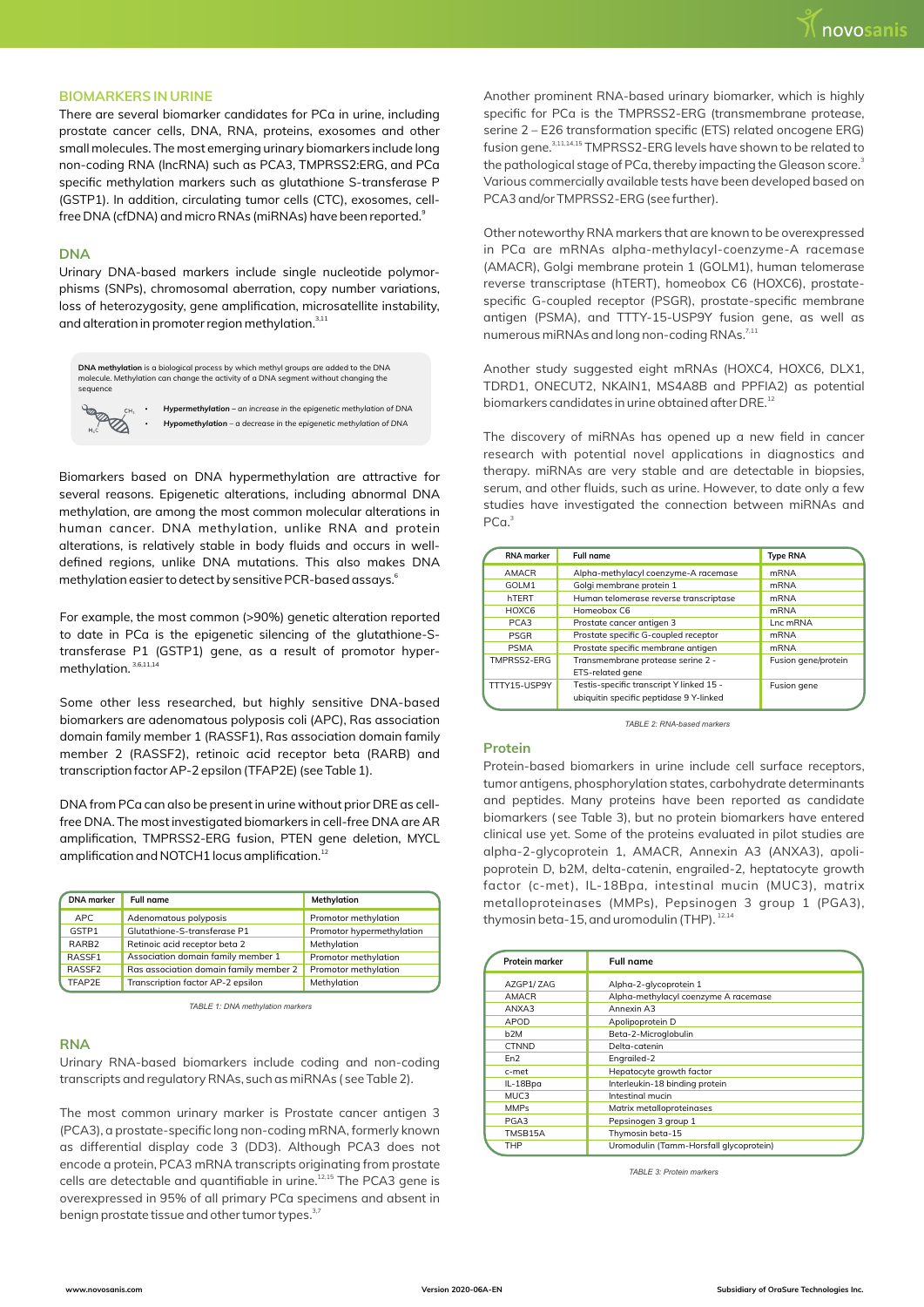## BIOMARKERS IN URINE

There are several biomarker candidates for PCa in urine, including prostate cancer cells, DNA, RNA, proteins, exosomes and other small molecules. The most emerging urinary biomarkers include long non-coding RNA (lncRNA) such as PCA3, TMPRSS2:ERG, and PCa specific methylation markers such as glutathione S-transferase P (GSTP1). In addition, circulating tumor cells (CTC), exosomes, cell-free DNA (cfDNA) and micro RNAs (miRNAs) have been reported.[9]

### DNA

Urinary DNA-based markers include single nucleotide polymorphisms (SNPs), chromosomal aberration, copy number variations, loss of heterozygosity, gene amplification, microsatellite instability, and alteration in promoter region methylation.[3,11]

**DNA methylation** is a biological process by which methyl groups are added to the DNA molecule. Methylation can change the activity of a DNA segment without changing the sequence

- ***Hypermethylation*** *– an increase in the epigenetic methylation of DNA*
- ***Hypomethylation*** *– a decrease in the epigenetic methylation of DNA*

Biomarkers based on DNA hypermethylation are attractive for several reasons. Epigenetic alterations, including abnormal DNA methylation, are among the most common molecular alterations in human cancer. DNA methylation, unlike RNA and protein alterations, is relatively stable in body fluids and occurs in well-defined regions, unlike DNA mutations. This also makes DNA methylation easier to detect by sensitive PCR-based assays.[6]

For example, the most common (>90%) genetic alteration reported to date in PCa is the epigenetic silencing of the glutathione-S-transferase P1 (GSTP1) gene, as a result of promotor hypermethylation.[3,6,11,14]

Some other less researched, but highly sensitive DNA-based biomarkers are adenomatous polyposis coli (APC), Ras association domain family member 1 (RASSF1), Ras association domain family member 2 (RASSF2), retinoic acid receptor beta (RARB) and transcription factor AP-2 epsilon (TFAP2E) (see Table 1).

DNA from PCa can also be present in urine without prior DRE as cell-free DNA. The most investigated biomarkers in cell-free DNA are AR amplification, TMPRSS2-ERG fusion, PTEN gene deletion, MYCL amplification and NOTCH1 locus amplification.[12]

| DNA marker | Full name | Methylation |
|---|---|---|
| APC | Adenomatous polyposis | Promotor methylation |
| GSTP1 | Glutathione-S-transferase P1 | Promotor hypermethylation |
| RARB2 | Retinoic acid receptor beta 2 | Methylation |
| RASSF1 | Association domain family member 1 | Promotor methylation |
| RASSF2 | Ras association domain family member 2 | Promotor methylation |
| TFAP2E | Transcription factor AP-2 epsilon | Methylation |

*TABLE 1: DNA methylation markers*

### RNA

Urinary RNA-based biomarkers include coding and non-coding transcripts and regulatory RNAs, such as miRNAs (see Table 2).

The most common urinary marker is Prostate cancer antigen 3 (PCA3), a prostate-specific long non-coding mRNA, formerly known as differential display code 3 (DD3). Although PCA3 does not encode a protein, PCA3 mRNA transcripts originating from prostate cells are detectable and quantifiable in urine.[12,15] The PCA3 gene is overexpressed in 95% of all primary PCa specimens and absent in benign prostate tissue and other tumor types.[3,7]

Another prominent RNA-based urinary biomarker, which is highly specific for PCa is the TMPRSS2-ERG (transmembrane protease, serine 2 – E26 transformation specific (ETS) related oncogene ERG) fusion gene.[3,11,14,15] TMPRSS2-ERG levels have shown to be related to the pathological stage of PCa, thereby impacting the Gleason score.[3] Various commercially available tests have been developed based on PCA3 and/or TMPRSS2-ERG (see further).

Other noteworthy RNA markers that are known to be overexpressed in PCa are mRNAs alpha-methylacyl-coenzyme-A racemase (AMACR), Golgi membrane protein 1 (GOLM1), human telomerase reverse transcriptase (hTERT), homeobox C6 (HOXC6), prostate-specific G-coupled receptor (PSGR), prostate-specific membrane antigen (PSMA), and TTTY-15-USP9Y fusion gene, as well as numerous miRNAs and long non-coding RNAs.[7,11]

Another study suggested eight mRNAs (HOXC4, HOXC6, DLX1, TDRD1, ONECUT2, NKAIN1, MS4A8B and PPFIA2) as potential biomarkers candidates in urine obtained after DRE.[12]

The discovery of miRNAs has opened up a new field in cancer research with potential novel applications in diagnostics and therapy. miRNAs are very stable and are detectable in biopsies, serum, and other fluids, such as urine. However, to date only a few studies have investigated the connection between miRNAs and PCa.[3]

| RNA marker | Full name | Type RNA |
|---|---|---|
| AMACR | Alpha-methylacyl coenzyme-A racemase | mRNA |
| GOLM1 | Golgi membrane protein 1 | mRNA |
| hTERT | Human telomerase reverse transcriptase | mRNA |
| HOXC6 | Homeobox C6 | mRNA |
| PCA3 | Prostate cancer antigen 3 | Lnc mRNA |
| PSGR | Prostate specific G-coupled receptor | mRNA |
| PSMA | Prostate specific membrane antigen | mRNA |
| TMPRSS2-ERG | Transmembrane protease serine 2 - ETS-related gene | Fusion gene/protein |
| TTTY15-USP9Y | Testis-specific transcript Y linked 15 - ubiquitin specific peptidase 9 Y-linked | Fusion gene |

*TABLE 2: RNA-based markers*

### Protein

Protein-based biomarkers in urine include cell surface receptors, tumor antigens, phosphorylation states, carbohydrate determinants and peptides. Many proteins have been reported as candidate biomarkers (see Table 3), but no protein biomarkers have entered clinical use yet. Some of the proteins evaluated in pilot studies are alpha-2-glycoprotein 1, AMACR, Annexin A3 (ANXA3), apolipoprotein D, b2M, delta-catenin, engrailed-2, heptatocyte growth factor (c-met), IL-18Bpa, intestinal mucin (MUC3), matrix metalloproteinases (MMPs), Pepsinogen 3 group 1 (PGA3), thymosin beta-15, and uromodulin (THP).[12,14]

| Protein marker | Full name |
|---|---|
| AZGP1/ ZAG | Alpha-2-glycoprotein 1 |
| AMACR | Alpha-methylacyl coenzyme A racemase |
| ANXA3 | Annexin A3 |
| APOD | Apolipoprotein D |
| b2M | Beta-2-Microglobulin |
| CTNND | Delta-catenin |
| En2 | Engrailed-2 |
| c-met | Hepatocyte growth factor |
| IL-18Bpa | Interleukin-18 binding protein |
| MUC3 | Intestinal mucin |
| MMPs | Matrix metalloproteinases |
| PGA3 | Pepsinogen 3 group 1 |
| TMSB15A | Thymosin beta-15 |
| THP | Uromodulin (Tamm-Horsfall glycoprotein) |

*TABLE 3: Protein markers*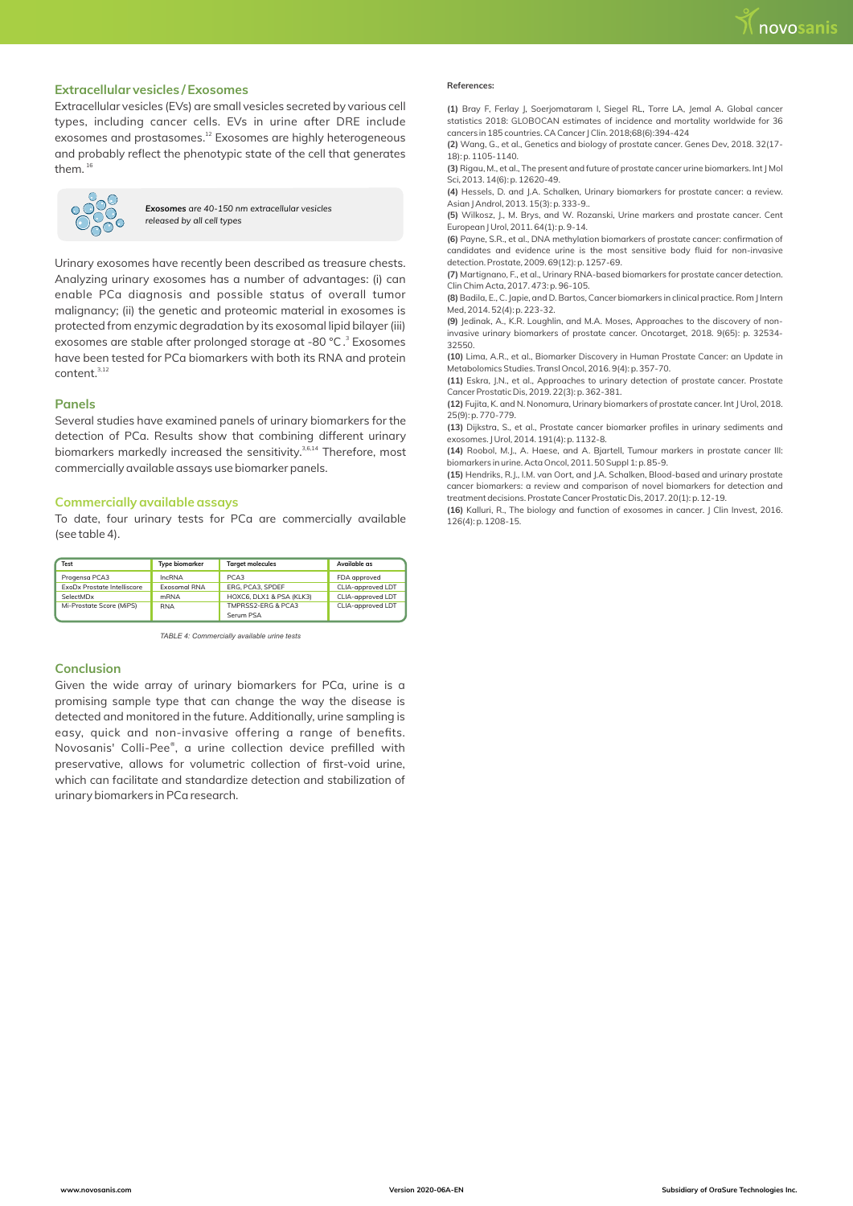## Extracellular vesicles / Exosomes

Extracellular vesicles (EVs) are small vesicles secreted by various cell types, including cancer cells. EVs in urine after DRE include exosomes and prostasomes.[12] Exosomes are highly heterogeneous and probably reflect the phenotypic state of the cell that generates them.[16]

***Exosomes** are 40-150 nm extracellular vesicles released by all cell types*

Urinary exosomes have recently been described as treasure chests. Analyzing urinary exosomes has a number of advantages: (i) can enable PCa diagnosis and possible status of overall tumor malignancy; (ii) the genetic and proteomic material in exosomes is protected from enzymic degradation by its exosomal lipid bilayer (iii) exosomes are stable after prolonged storage at -80 °C.[3] Exosomes have been tested for PCa biomarkers with both its RNA and protein content.[3,12]

## Panels

Several studies have examined panels of urinary biomarkers for the detection of PCa. Results show that combining different urinary biomarkers markedly increased the sensitivity.[3,6,14] Therefore, most commercially available assays use biomarker panels.

## Commercially available assays

To date, four urinary tests for PCa are commercially available (see table 4).

| Test | Type biomarker | Target molecules | Available as |
|---|---|---|---|
| Progensa PCA3 | lncRNA | PCA3 | FDA approved |
| ExoDx Prostate Intelliscore | Exosomal RNA | ERG, PCA3, SPDEF | CLIA-approved LDT |
| SelectMDx | mRNA | HOXC6, DLX1 & PSA (KLK3) | CLIA-approved LDT |
| Mi-Prostate Score (MiPS) | RNA | TMPRSS2-ERG & PCA3<br>Serum PSA | CLIA-approved LDT |

*TABLE 4: Commercially available urine tests*

## Conclusion

Given the wide array of urinary biomarkers for PCa, urine is a promising sample type that can change the way the disease is detected and monitored in the future. Additionally, urine sampling is easy, quick and non-invasive offering a range of benefits. Novosanis' Colli-Pee®, a urine collection device prefilled with preservative, allows for volumetric collection of first-void urine, which can facilitate and standardize detection and stabilization of urinary biomarkers in PCa research.

**References:**

**(1)** Bray F, Ferlay J, Soerjomataram I, Siegel RL, Torre LA, Jemal A. Global cancer statistics 2018: GLOBOCAN estimates of incidence and mortality worldwide for 36 cancers in 185 countries. CA Cancer J Clin. 2018;68(6):394-424

**(2)** Wang, G., et al., Genetics and biology of prostate cancer. Genes Dev, 2018. 32(17-18): p. 1105-1140.

**(3)** Rigau, M., et al., The present and future of prostate cancer urine biomarkers. Int J Mol Sci, 2013. 14(6): p. 12620-49.

**(4)** Hessels, D. and J.A. Schalken, Urinary biomarkers for prostate cancer: a review. Asian J Androl, 2013. 15(3): p. 333-9..

**(5)** Wilkosz, J., M. Brys, and W. Rozanski, Urine markers and prostate cancer. Cent European J Urol, 2011. 64(1): p. 9-14.

**(6)** Payne, S.R., et al., DNA methylation biomarkers of prostate cancer: confirmation of candidates and evidence urine is the most sensitive body fluid for non-invasive detection. Prostate, 2009. 69(12): p. 1257-69.

**(7)** Martignano, F., et al., Urinary RNA-based biomarkers for prostate cancer detection. Clin Chim Acta, 2017. 473: p. 96-105.

**(8)** Badila, E., C. Japie, and D. Bartos, Cancer biomarkers in clinical practice. Rom J Intern Med, 2014. 52(4): p. 223-32.

**(9)** Jedinak, A., K.R. Loughlin, and M.A. Moses, Approaches to the discovery of non-invasive urinary biomarkers of prostate cancer. Oncotarget, 2018. 9(65): p. 32534-32550.

**(10)** Lima, A.R., et al., Biomarker Discovery in Human Prostate Cancer: an Update in Metabolomics Studies. Transl Oncol, 2016. 9(4): p. 357-70.

**(11)** Eskra, J.N., et al., Approaches to urinary detection of prostate cancer. Prostate Cancer Prostatic Dis, 2019. 22(3): p. 362-381.

**(12)** Fujita, K. and N. Nonomura, Urinary biomarkers of prostate cancer. Int J Urol, 2018. 25(9): p. 770-779.

**(13)** Dijkstra, S., et al., Prostate cancer biomarker profiles in urinary sediments and exosomes. J Urol, 2014. 191(4): p. 1132-8.

**(14)** Roobol, M.J., A. Haese, and A. Bjartell, Tumour markers in prostate cancer III: biomarkers in urine. Acta Oncol, 2011. 50 Suppl 1: p. 85-9.

**(15)** Hendriks, R.J., I.M. van Oort, and J.A. Schalken, Blood-based and urinary prostate cancer biomarkers: a review and comparison of novel biomarkers for detection and treatment decisions. Prostate Cancer Prostatic Dis, 2017. 20(1): p. 12-19.

**(16)** Kalluri, R., The biology and function of exosomes in cancer. J Clin Invest, 2016. 126(4): p. 1208-15.